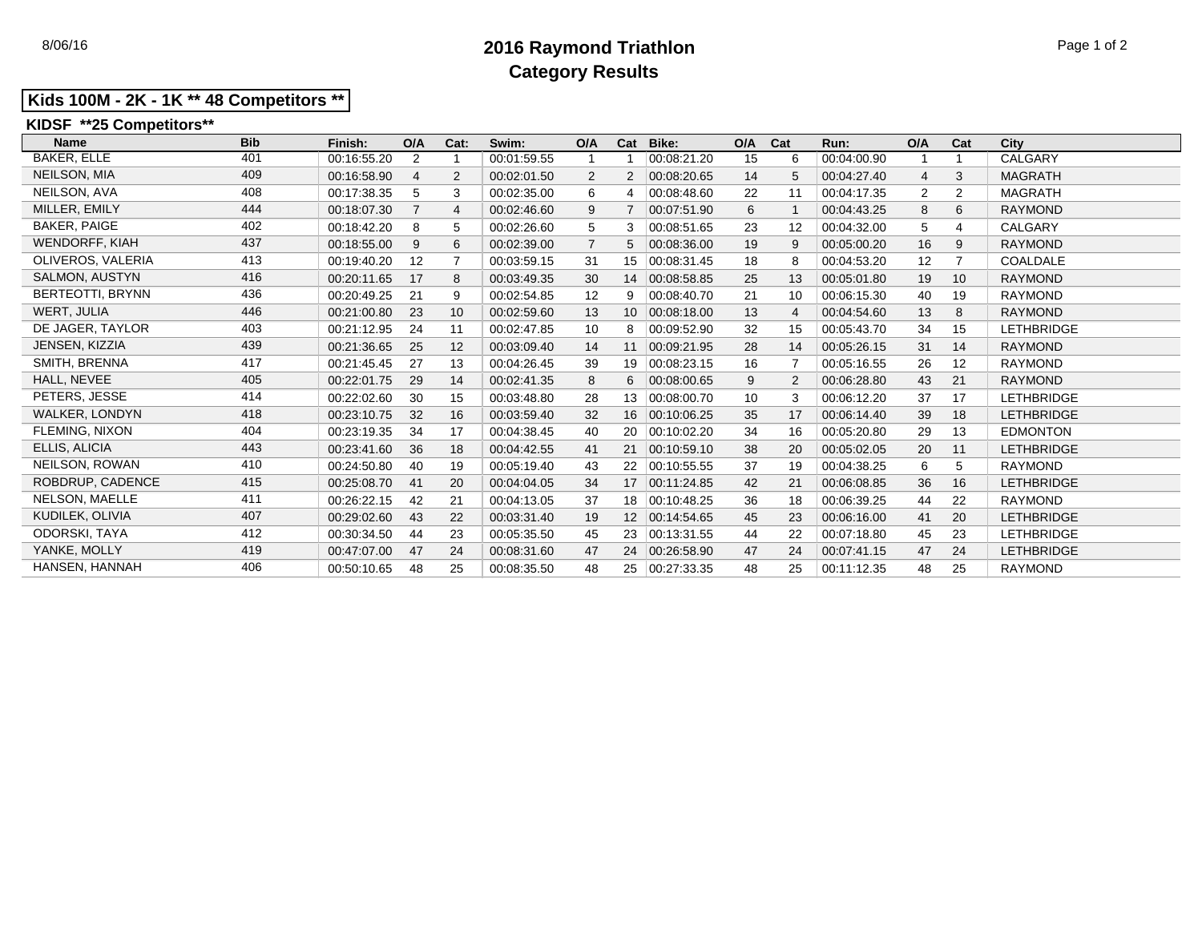# 2016 Raymond Triathlon
## Category Results

**Kids 100M - 2K - 1K ** 48 Competitors ****

**KIDSF **25 Competitors****

| Name | Bib | Finish: | O/A | Cat: | Swim: | O/A | Cat | Bike: | O/A | Cat | Run: | O/A | Cat | City |
|---|---|---|---|---|---|---|---|---|---|---|---|---|---|---|
| BAKER, ELLE | 401 | 00:16:55.20 | 2 | 1 | 00:01:59.55 | 1 | 1 | 00:08:21.20 | 15 | 6 | 00:04:00.90 | 1 | 1 | CALGARY |
| NEILSON, MIA | 409 | 00:16:58.90 | 4 | 2 | 00:02:01.50 | 2 | 2 | 00:08:20.65 | 14 | 5 | 00:04:27.40 | 4 | 3 | MAGRATH |
| NEILSON, AVA | 408 | 00:17:38.35 | 5 | 3 | 00:02:35.00 | 6 | 4 | 00:08:48.60 | 22 | 11 | 00:04:17.35 | 2 | 2 | MAGRATH |
| MILLER, EMILY | 444 | 00:18:07.30 | 7 | 4 | 00:02:46.60 | 9 | 7 | 00:07:51.90 | 6 | 1 | 00:04:43.25 | 8 | 6 | RAYMOND |
| BAKER, PAIGE | 402 | 00:18:42.20 | 8 | 5 | 00:02:26.60 | 5 | 3 | 00:08:51.65 | 23 | 12 | 00:04:32.00 | 5 | 4 | CALGARY |
| WENDORFF, KIAH | 437 | 00:18:55.00 | 9 | 6 | 00:02:39.00 | 7 | 5 | 00:08:36.00 | 19 | 9 | 00:05:00.20 | 16 | 9 | RAYMOND |
| OLIVEROS, VALERIA | 413 | 00:19:40.20 | 12 | 7 | 00:03:59.15 | 31 | 15 | 00:08:31.45 | 18 | 8 | 00:04:53.20 | 12 | 7 | COALDALE |
| SALMON, AUSTYN | 416 | 00:20:11.65 | 17 | 8 | 00:03:49.35 | 30 | 14 | 00:08:58.85 | 25 | 13 | 00:05:01.80 | 19 | 10 | RAYMOND |
| BERTEOTTI, BRYNN | 436 | 00:20:49.25 | 21 | 9 | 00:02:54.85 | 12 | 9 | 00:08:40.70 | 21 | 10 | 00:06:15.30 | 40 | 19 | RAYMOND |
| WERT, JULIA | 446 | 00:21:00.80 | 23 | 10 | 00:02:59.60 | 13 | 10 | 00:08:18.00 | 13 | 4 | 00:04:54.60 | 13 | 8 | RAYMOND |
| DE JAGER, TAYLOR | 403 | 00:21:12.95 | 24 | 11 | 00:02:47.85 | 10 | 8 | 00:09:52.90 | 32 | 15 | 00:05:43.70 | 34 | 15 | LETHBRIDGE |
| JENSEN, KIZZIA | 439 | 00:21:36.65 | 25 | 12 | 00:03:09.40 | 14 | 11 | 00:09:21.95 | 28 | 14 | 00:05:26.15 | 31 | 14 | RAYMOND |
| SMITH, BRENNA | 417 | 00:21:45.45 | 27 | 13 | 00:04:26.45 | 39 | 19 | 00:08:23.15 | 16 | 7 | 00:05:16.55 | 26 | 12 | RAYMOND |
| HALL, NEVEE | 405 | 00:22:01.75 | 29 | 14 | 00:02:41.35 | 8 | 6 | 00:08:00.65 | 9 | 2 | 00:06:28.80 | 43 | 21 | RAYMOND |
| PETERS, JESSE | 414 | 00:22:02.60 | 30 | 15 | 00:03:48.80 | 28 | 13 | 00:08:00.70 | 10 | 3 | 00:06:12.20 | 37 | 17 | LETHBRIDGE |
| WALKER, LONDYN | 418 | 00:23:10.75 | 32 | 16 | 00:03:59.40 | 32 | 16 | 00:10:06.25 | 35 | 17 | 00:06:14.40 | 39 | 18 | LETHBRIDGE |
| FLEMING, NIXON | 404 | 00:23:19.35 | 34 | 17 | 00:04:38.45 | 40 | 20 | 00:10:02.20 | 34 | 16 | 00:05:20.80 | 29 | 13 | EDMONTON |
| ELLIS, ALICIA | 443 | 00:23:41.60 | 36 | 18 | 00:04:42.55 | 41 | 21 | 00:10:59.10 | 38 | 20 | 00:05:02.05 | 20 | 11 | LETHBRIDGE |
| NEILSON, ROWAN | 410 | 00:24:50.80 | 40 | 19 | 00:05:19.40 | 43 | 22 | 00:10:55.55 | 37 | 19 | 00:04:38.25 | 6 | 5 | RAYMOND |
| ROBDRUP, CADENCE | 415 | 00:25:08.70 | 41 | 20 | 00:04:04.05 | 34 | 17 | 00:11:24.85 | 42 | 21 | 00:06:08.85 | 36 | 16 | LETHBRIDGE |
| NELSON, MAELLE | 411 | 00:26:22.15 | 42 | 21 | 00:04:13.05 | 37 | 18 | 00:10:48.25 | 36 | 18 | 00:06:39.25 | 44 | 22 | RAYMOND |
| KUDILEK, OLIVIA | 407 | 00:29:02.60 | 43 | 22 | 00:03:31.40 | 19 | 12 | 00:14:54.65 | 45 | 23 | 00:06:16.00 | 41 | 20 | LETHBRIDGE |
| ODORSKI, TAYA | 412 | 00:30:34.50 | 44 | 23 | 00:05:35.50 | 45 | 23 | 00:13:31.55 | 44 | 22 | 00:07:18.80 | 45 | 23 | LETHBRIDGE |
| YANKE, MOLLY | 419 | 00:47:07.00 | 47 | 24 | 00:08:31.60 | 47 | 24 | 00:26:58.90 | 47 | 24 | 00:07:41.15 | 47 | 24 | LETHBRIDGE |
| HANSEN, HANNAH | 406 | 00:50:10.65 | 48 | 25 | 00:08:35.50 | 48 | 25 | 00:27:33.35 | 48 | 25 | 00:11:12.35 | 48 | 25 | RAYMOND |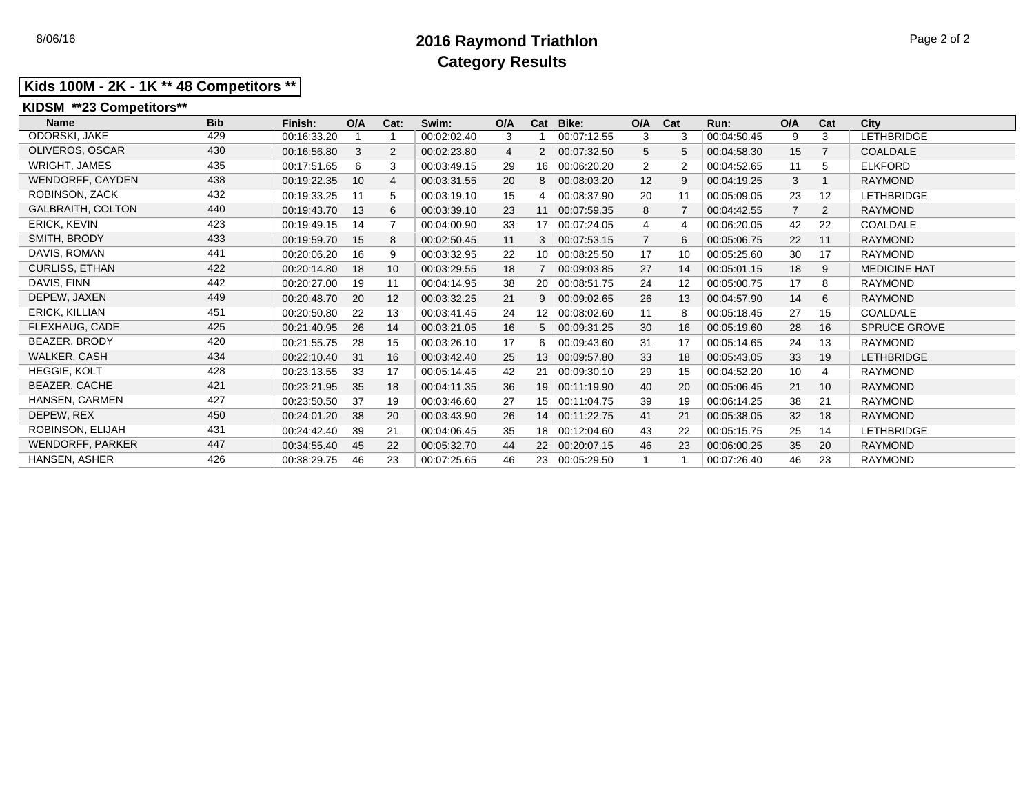# 2016 Raymond Triathlon
## Category Results

**Kids 100M - 2K - 1K ** 48 Competitors ****

### KIDSM **23 Competitors**

| Name | Bib | Finish: | O/A | Cat: | Swim: | O/A | Cat | Bike: | O/A | Cat | Run: | O/A | Cat | City |
|---|---|---|---|---|---|---|---|---|---|---|---|---|---|---|
| ODORSKI, JAKE | 429 | 00:16:33.20 | 1 | 1 | 00:02:02.40 | 3 | 1 | 00:07:12.55 | 3 | 3 | 00:04:50.45 | 9 | 3 | LETHBRIDGE |
| OLIVEROS, OSCAR | 430 | 00:16:56.80 | 3 | 2 | 00:02:23.80 | 4 | 2 | 00:07:32.50 | 5 | 5 | 00:04:58.30 | 15 | 7 | COALDALE |
| WRIGHT, JAMES | 435 | 00:17:51.65 | 6 | 3 | 00:03:49.15 | 29 | 16 | 00:06:20.20 | 2 | 2 | 00:04:52.65 | 11 | 5 | ELKFORD |
| WENDORFF, CAYDEN | 438 | 00:19:22.35 | 10 | 4 | 00:03:31.55 | 20 | 8 | 00:08:03.20 | 12 | 9 | 00:04:19.25 | 3 | 1 | RAYMOND |
| ROBINSON, ZACK | 432 | 00:19:33.25 | 11 | 5 | 00:03:19.10 | 15 | 4 | 00:08:37.90 | 20 | 11 | 00:05:09.05 | 23 | 12 | LETHBRIDGE |
| GALBRAITH, COLTON | 440 | 00:19:43.70 | 13 | 6 | 00:03:39.10 | 23 | 11 | 00:07:59.35 | 8 | 7 | 00:04:42.55 | 7 | 2 | RAYMOND |
| ERICK, KEVIN | 423 | 00:19:49.15 | 14 | 7 | 00:04:00.90 | 33 | 17 | 00:07:24.05 | 4 | 4 | 00:06:20.05 | 42 | 22 | COALDALE |
| SMITH, BRODY | 433 | 00:19:59.70 | 15 | 8 | 00:02:50.45 | 11 | 3 | 00:07:53.15 | 7 | 6 | 00:05:06.75 | 22 | 11 | RAYMOND |
| DAVIS, ROMAN | 441 | 00:20:06.20 | 16 | 9 | 00:03:32.95 | 22 | 10 | 00:08:25.50 | 17 | 10 | 00:05:25.60 | 30 | 17 | RAYMOND |
| CURLISS, ETHAN | 422 | 00:20:14.80 | 18 | 10 | 00:03:29.55 | 18 | 7 | 00:09:03.85 | 27 | 14 | 00:05:01.15 | 18 | 9 | MEDICINE HAT |
| DAVIS, FINN | 442 | 00:20:27.00 | 19 | 11 | 00:04:14.95 | 38 | 20 | 00:08:51.75 | 24 | 12 | 00:05:00.75 | 17 | 8 | RAYMOND |
| DEPEW, JAXEN | 449 | 00:20:48.70 | 20 | 12 | 00:03:32.25 | 21 | 9 | 00:09:02.65 | 26 | 13 | 00:04:57.90 | 14 | 6 | RAYMOND |
| ERICK, KILLIAN | 451 | 00:20:50.80 | 22 | 13 | 00:03:41.45 | 24 | 12 | 00:08:02.60 | 11 | 8 | 00:05:18.45 | 27 | 15 | COALDALE |
| FLEXHAUG, CADE | 425 | 00:21:40.95 | 26 | 14 | 00:03:21.05 | 16 | 5 | 00:09:31.25 | 30 | 16 | 00:05:19.60 | 28 | 16 | SPRUCE GROVE |
| BEAZER, BRODY | 420 | 00:21:55.75 | 28 | 15 | 00:03:26.10 | 17 | 6 | 00:09:43.60 | 31 | 17 | 00:05:14.65 | 24 | 13 | RAYMOND |
| WALKER, CASH | 434 | 00:22:10.40 | 31 | 16 | 00:03:42.40 | 25 | 13 | 00:09:57.80 | 33 | 18 | 00:05:43.05 | 33 | 19 | LETHBRIDGE |
| HEGGIE, KOLT | 428 | 00:23:13.55 | 33 | 17 | 00:05:14.45 | 42 | 21 | 00:09:30.10 | 29 | 15 | 00:04:52.20 | 10 | 4 | RAYMOND |
| BEAZER, CACHE | 421 | 00:23:21.95 | 35 | 18 | 00:04:11.35 | 36 | 19 | 00:11:19.90 | 40 | 20 | 00:05:06.45 | 21 | 10 | RAYMOND |
| HANSEN, CARMEN | 427 | 00:23:50.50 | 37 | 19 | 00:03:46.60 | 27 | 15 | 00:11:04.75 | 39 | 19 | 00:06:14.25 | 38 | 21 | RAYMOND |
| DEPEW, REX | 450 | 00:24:01.20 | 38 | 20 | 00:03:43.90 | 26 | 14 | 00:11:22.75 | 41 | 21 | 00:05:38.05 | 32 | 18 | RAYMOND |
| ROBINSON, ELIJAH | 431 | 00:24:42.40 | 39 | 21 | 00:04:06.45 | 35 | 18 | 00:12:04.60 | 43 | 22 | 00:05:15.75 | 25 | 14 | LETHBRIDGE |
| WENDORFF, PARKER | 447 | 00:34:55.40 | 45 | 22 | 00:05:32.70 | 44 | 22 | 00:20:07.15 | 46 | 23 | 00:06:00.25 | 35 | 20 | RAYMOND |
| HANSEN, ASHER | 426 | 00:38:29.75 | 46 | 23 | 00:07:25.65 | 46 | 23 | 00:05:29.50 | 1 | 1 | 00:07:26.40 | 46 | 23 | RAYMOND |